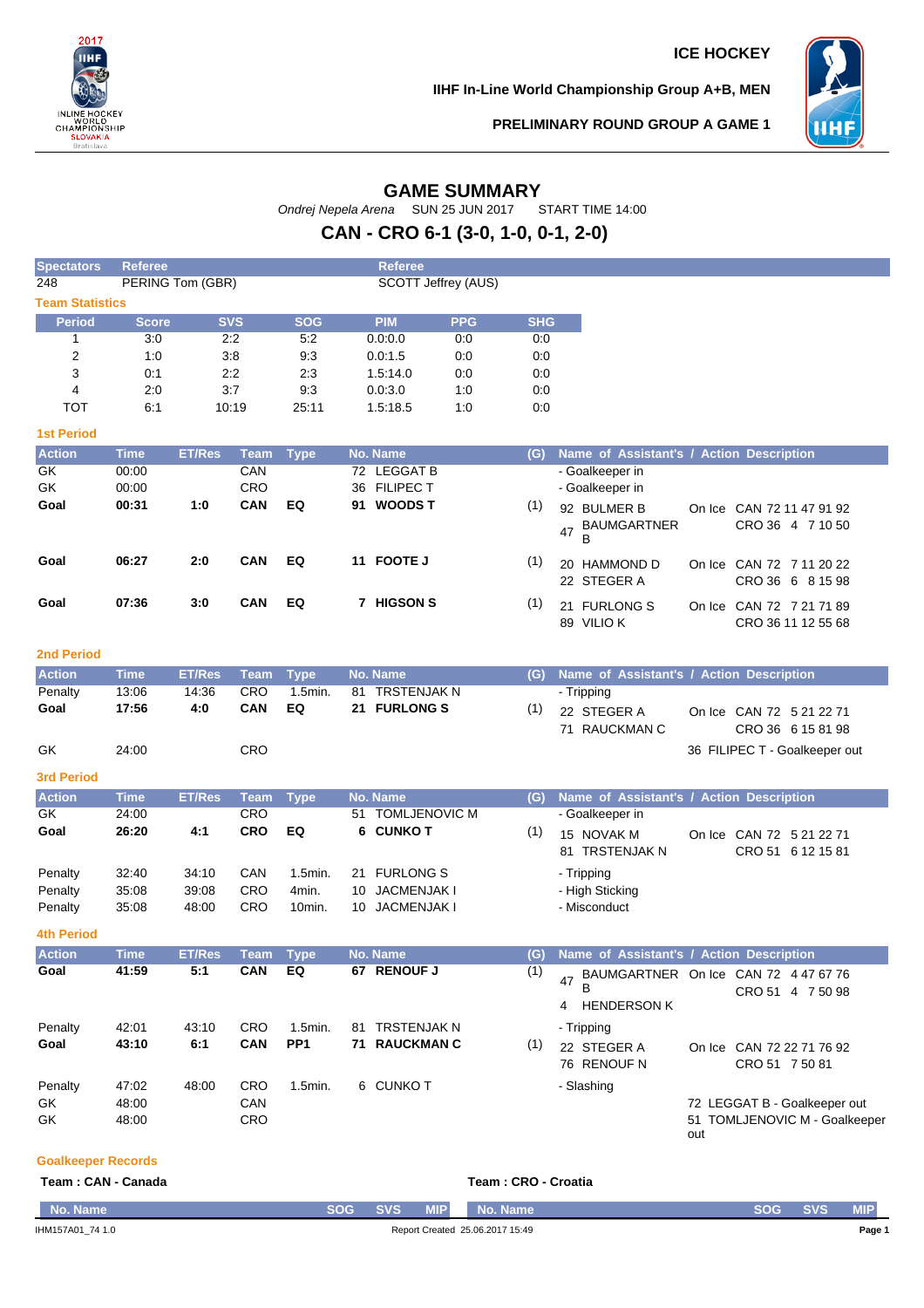**ICE HOCKEY**

**IIHF In-Line World Championship Group A+B, MEN**

**PRELIMINARY ROUND GROUP A GAME 1**

# GAME SUMMARY

*Ondrej Nepela Arena* SUN 25 JUN 2017 START TIME 14:00

## CAN - CRO 6-1 (3-0, 1-0, 0-1, 2-0)

| Spectators | Referee | Referee |
|---|---|---|
| 248 | PERING Tom (GBR) | SCOTT Jeffrey (AUS) |

### Team Statistics

| Period | Score | SVS | SOG | PIM | PPG | SHG |
|---|---|---|---|---|---|---|
| 1 | 3:0 | 2:2 | 5:2 | 0.0:0.0 | 0:0 | 0:0 |
| 2 | 1:0 | 3:8 | 9:3 | 0.0:1.5 | 0:0 | 0:0 |
| 3 | 0:1 | 2:2 | 2:3 | 1.5:14.0 | 0:0 | 0:0 |
| 4 | 2:0 | 3:7 | 9:3 | 0.0:3.0 | 1:0 | 0:0 |
| TOT | 6:1 | 10:19 | 25:11 | 1.5:18.5 | 1:0 | 0:0 |

### 1st Period

| Action | Time | ET/Res | Team | Type | No. Name | (G) | Name of Assistant's / Action Description | On Ice |
|---|---|---|---|---|---|---|---|---|
| GK | 00:00 | | CAN | | 72 LEGGAT B | | - Goalkeeper in | |
| GK | 00:00 | | CRO | | 36 FILIPEC T | | - Goalkeeper in | |
| **Goal** | **00:31** | **1:0** | **CAN** | **EQ** | **91 WOODS T** | (1) | 92 BULMER B<br>47 BAUMGARTNER B | CAN 72 11 47 91 92<br>CRO 36 4 7 10 50 |
| **Goal** | **06:27** | **2:0** | **CAN** | **EQ** | **11 FOOTE J** | (1) | 20 HAMMOND D<br>22 STEGER A | CAN 72 7 11 20 22<br>CRO 36 6 8 15 98 |
| **Goal** | **07:36** | **3:0** | **CAN** | **EQ** | **7 HIGSON S** | (1) | 21 FURLONG S<br>89 VILIO K | CAN 72 7 21 71 89<br>CRO 36 11 12 55 68 |

### 2nd Period

| Action | Time | ET/Res | Team | Type | No. Name | (G) | Name of Assistant's / Action Description | On Ice |
|---|---|---|---|---|---|---|---|---|
| Penalty | 13:06 | 14:36 | CRO | 1.5min. | 81 TRSTENJAK N | | - Tripping | |
| **Goal** | **17:56** | **4:0** | **CAN** | **EQ** | **21 FURLONG S** | (1) | 22 STEGER A<br>71 RAUCKMAN C | CAN 72 5 21 22 71<br>CRO 36 6 15 81 98 |
| GK | 24:00 | | CRO | | | | | 36 FILIPEC T - Goalkeeper out |

### 3rd Period

| Action | Time | ET/Res | Team | Type | No. Name | (G) | Name of Assistant's / Action Description | On Ice |
|---|---|---|---|---|---|---|---|---|
| GK | 24:00 | | CRO | | 51 TOMLJENOVIC M | | - Goalkeeper in | |
| **Goal** | **26:20** | **4:1** | **CRO** | **EQ** | **6 CUNKO T** | (1) | 15 NOVAK M<br>81 TRSTENJAK N | CAN 72 5 21 22 71<br>CRO 51 6 12 15 81 |
| Penalty | 32:40 | 34:10 | CAN | 1.5min. | 21 FURLONG S | | - Tripping | |
| Penalty | 35:08 | 39:08 | CRO | 4min. | 10 JACMENJAK I | | - High Sticking | |
| Penalty | 35:08 | 48:00 | CRO | 10min. | 10 JACMENJAK I | | - Misconduct | |

### 4th Period

| Action | Time | ET/Res | Team | Type | No. Name | (G) | Name of Assistant's / Action Description | On Ice |
|---|---|---|---|---|---|---|---|---|
| **Goal** | **41:59** | **5:1** | **CAN** | **EQ** | **67 RENOUF J** | (1) | 47 BAUMGARTNER B<br>4 HENDERSON K | CAN 72 4 47 67 76<br>CRO 51 4 7 50 98 |
| Penalty | 42:01 | 43:10 | CRO | 1.5min. | 81 TRSTENJAK N | | - Tripping | |
| **Goal** | **43:10** | **6:1** | **CAN** | **PP1** | **71 RAUCKMAN C** | (1) | 22 STEGER A<br>76 RENOUF N | CAN 72 22 71 76 92<br>CRO 51 7 50 81 |
| Penalty | 47:02 | 48:00 | CRO | 1.5min. | 6 CUNKO T | | - Slashing | |
| GK | 48:00 | | CAN | | | | | 72 LEGGAT B - Goalkeeper out |
| GK | 48:00 | | CRO | | | | | 51 TOMLJENOVIC M - Goalkeeper out |

### Goalkeeper Records

**Team : CAN - Canada**

| No. Name | SOG | SVS | MIP |
|---|---|---|---|

**Team : CRO - Croatia**

| No. Name | SOG | SVS | MIP |
|---|---|---|---|

IHM157A01_74 1.0 Report Created 25.06.2017 15:49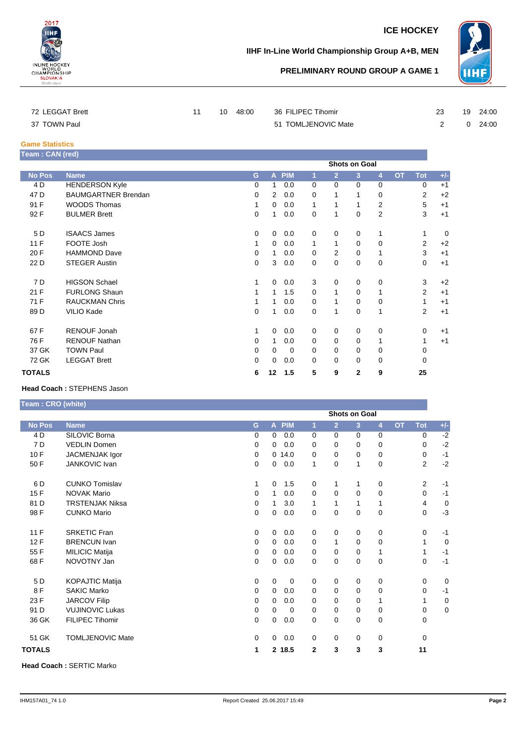| | | | | | | | |
|---|---|---|---|---|---|---|---|
| 72 LEGGAT Brett | 11 | 10 | 48:00 | 36 FILIPEC Tihomir | 23 | 19 | 24:00 |
| 37 TOWN Paul | | | | 51 TOMLJENOVIC Mate | 2 | 0 | 24:00 |

**Game Statistics**

**Team : CAN (red)**

| | | | | | Shots on Goal | | | | | | |
|---|---|---|---|---|---|---|---|---|---|---|---|
| No Pos | Name | G | A | PIM | 1 | 2 | 3 | 4 | OT | Tot | +/- |
| 4 D | HENDERSON Kyle | 0 | 1 | 0.0 | 0 | 0 | 0 | 0 | | 0 | +1 |
| 47 D | BAUMGARTNER Brendan | 0 | 2 | 0.0 | 0 | 1 | 1 | 0 | | 2 | +2 |
| 91 F | WOODS Thomas | 1 | 0 | 0.0 | 1 | 1 | 1 | 2 | | 5 | +1 |
| 92 F | BULMER Brett | 0 | 1 | 0.0 | 0 | 1 | 0 | 2 | | 3 | +1 |
| 5 D | ISAACS James | 0 | 0 | 0.0 | 0 | 0 | 0 | 1 | | 1 | 0 |
| 11 F | FOOTE Josh | 1 | 0 | 0.0 | 1 | 1 | 0 | 0 | | 2 | +2 |
| 20 F | HAMMOND Dave | 0 | 1 | 0.0 | 0 | 2 | 0 | 1 | | 3 | +1 |
| 22 D | STEGER Austin | 0 | 3 | 0.0 | 0 | 0 | 0 | 0 | | 0 | +1 |
| 7 D | HIGSON Schael | 1 | 0 | 0.0 | 3 | 0 | 0 | 0 | | 3 | +2 |
| 21 F | FURLONG Shaun | 1 | 1 | 1.5 | 0 | 1 | 0 | 1 | | 2 | +1 |
| 71 F | RAUCKMAN Chris | 1 | 1 | 0.0 | 0 | 1 | 0 | 0 | | 1 | +1 |
| 89 D | VILIO Kade | 0 | 1 | 0.0 | 0 | 1 | 0 | 1 | | 2 | +1 |
| 67 F | RENOUF Jonah | 1 | 0 | 0.0 | 0 | 0 | 0 | 0 | | 0 | +1 |
| 76 F | RENOUF Nathan | 0 | 1 | 0.0 | 0 | 0 | 0 | 1 | | 1 | +1 |
| 37 GK | TOWN Paul | 0 | 0 | 0 | 0 | 0 | 0 | 0 | | 0 | |
| 72 GK | LEGGAT Brett | 0 | 0 | 0.0 | 0 | 0 | 0 | 0 | | 0 | |
| **TOTALS** | | **6** | **12** | **1.5** | **5** | **9** | **2** | **9** | | **25** | |

**Head Coach :** STEPHENS Jason

**Team : CRO (white)**

| | | | | | Shots on Goal | | | | | | |
|---|---|---|---|---|---|---|---|---|---|---|---|
| No Pos | Name | G | A | PIM | 1 | 2 | 3 | 4 | OT | Tot | +/- |
| 4 D | SILOVIC Borna | 0 | 0 | 0.0 | 0 | 0 | 0 | 0 | | 0 | -2 |
| 7 D | VEDLIN Domen | 0 | 0 | 0.0 | 0 | 0 | 0 | 0 | | 0 | -2 |
| 10 F | JACMENJAK Igor | 0 | 0 | 14.0 | 0 | 0 | 0 | 0 | | 0 | -1 |
| 50 F | JANKOVIC Ivan | 0 | 0 | 0.0 | 1 | 0 | 1 | 0 | | 2 | -2 |
| 6 D | CUNKO Tomislav | 1 | 0 | 1.5 | 0 | 1 | 1 | 0 | | 2 | -1 |
| 15 F | NOVAK Mario | 0 | 1 | 0.0 | 0 | 0 | 0 | 0 | | 0 | -1 |
| 81 D | TRSTENJAK Niksa | 0 | 1 | 3.0 | 1 | 1 | 1 | 1 | | 4 | 0 |
| 98 F | CUNKO Mario | 0 | 0 | 0.0 | 0 | 0 | 0 | 0 | | 0 | -3 |
| 11 F | SRKETIC Fran | 0 | 0 | 0.0 | 0 | 0 | 0 | 0 | | 0 | -1 |
| 12 F | BRENCUN Ivan | 0 | 0 | 0.0 | 0 | 1 | 0 | 0 | | 1 | 0 |
| 55 F | MILICIC Matija | 0 | 0 | 0.0 | 0 | 0 | 0 | 1 | | 1 | -1 |
| 68 F | NOVOTNY Jan | 0 | 0 | 0.0 | 0 | 0 | 0 | 0 | | 0 | -1 |
| 5 D | KOPAJTIC Matija | 0 | 0 | 0 | 0 | 0 | 0 | 0 | | 0 | 0 |
| 8 F | SAKIC Marko | 0 | 0 | 0.0 | 0 | 0 | 0 | 0 | | 0 | -1 |
| 23 F | JARCOV Filip | 0 | 0 | 0.0 | 0 | 0 | 0 | 1 | | 1 | 0 |
| 91 D | VUJINOVIC Lukas | 0 | 0 | 0 | 0 | 0 | 0 | 0 | | 0 | 0 |
| 36 GK | FILIPEC Tihomir | 0 | 0 | 0.0 | 0 | 0 | 0 | 0 | | 0 | |
| 51 GK | TOMLJENOVIC Mate | 0 | 0 | 0.0 | 0 | 0 | 0 | 0 | | 0 | |
| **TOTALS** | | **1** | **2** | **18.5** | **2** | **3** | **3** | **3** | | **11** | |

**Head Coach :** SERTIC Marko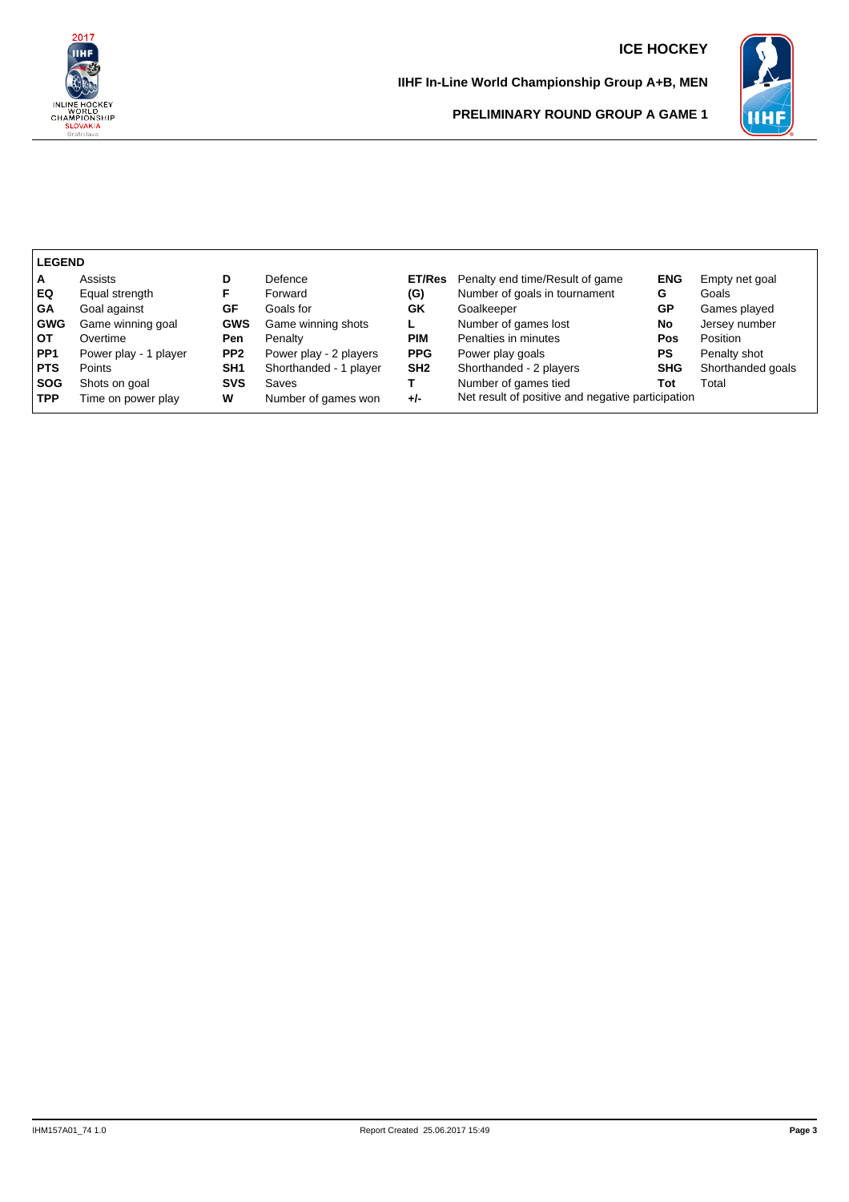## LEGEND

| | | | | | | | |
|---|---|---|---|---|---|---|---|
| **A** | Assists | **D** | Defence | **ET/Res** | Penalty end time/Result of game | **ENG** | Empty net goal |
| **EQ** | Equal strength | **F** | Forward | **(G)** | Number of goals in tournament | **G** | Goals |
| **GA** | Goal against | **GF** | Goals for | **GK** | Goalkeeper | **GP** | Games played |
| **GWG** | Game winning goal | **GWS** | Game winning shots | **L** | Number of games lost | **No** | Jersey number |
| **OT** | Overtime | **Pen** | Penalty | **PIM** | Penalties in minutes | **Pos** | Position |
| **PP1** | Power play - 1 player | **PP2** | Power play - 2 players | **PPG** | Power play goals | **PS** | Penalty shot |
| **PTS** | Points | **SH1** | Shorthanded - 1 player | **SH2** | Shorthanded - 2 players | **SHG** | Shorthanded goals |
| **SOG** | Shots on goal | **SVS** | Saves | **T** | Number of games tied | **Tot** | Total |
| **TPP** | Time on power play | **W** | Number of games won | **+/-** | Net result of positive and negative participation | | |